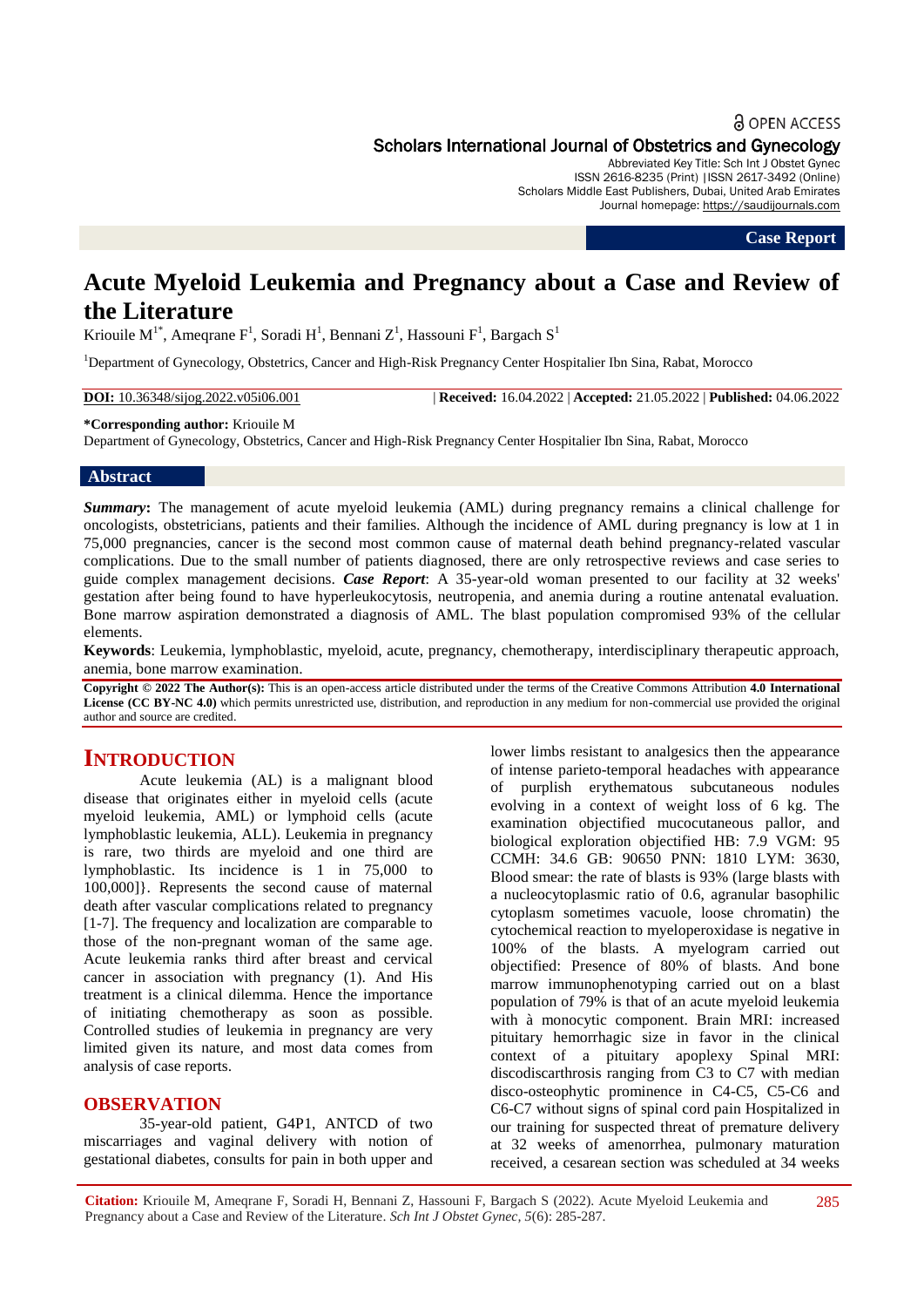Open Access

Scholars International Journal of Obstetrics and Gynecology

Abbreviated Key Title: Sch Int J Obstet Gynec
ISSN 2616-8235 (Print) |ISSN 2617-3492 (Online)
Scholars Middle East Publishers, Dubai, United Arab Emirates
Journal homepage: https://saudijournals.com

**Case Report**

# Acute Myeloid Leukemia and Pregnancy about a Case and Review of the Literature

Kriouile M[1*], Ameqrane F[1], Soradi H[1], Bennani Z[1], Hassouni F[1], Bargach S[1]

[1]Department of Gynecology, Obstetrics, Cancer and High-Risk Pregnancy Center Hospitalier Ibn Sina, Rabat, Morocco

**DOI:** 10.36348/sijog.2022.v05i06.001 | **Received:** 16.04.2022 | **Accepted:** 21.05.2022 | **Published:** 04.06.2022

**\*Corresponding author:** Kriouile M
Department of Gynecology, Obstetrics, Cancer and High-Risk Pregnancy Center Hospitalier Ibn Sina, Rabat, Morocco

## Abstract

***Summary*:** The management of acute myeloid leukemia (AML) during pregnancy remains a clinical challenge for oncologists, obstetricians, patients and their families. Although the incidence of AML during pregnancy is low at 1 in 75,000 pregnancies, cancer is the second most common cause of maternal death behind pregnancy-related vascular complications. Due to the small number of patients diagnosed, there are only retrospective reviews and case series to guide complex management decisions. ***Case Report***: A 35-year-old woman presented to our facility at 32 weeks' gestation after being found to have hyperleukocytosis, neutropenia, and anemia during a routine antenatal evaluation. Bone marrow aspiration demonstrated a diagnosis of AML. The blast population compromised 93% of the cellular elements.

**Keywords**: Leukemia, lymphoblastic, myeloid, acute, pregnancy, chemotherapy, interdisciplinary therapeutic approach, anemia, bone marrow examination.

**Copyright © 2022 The Author(s):** This is an open-access article distributed under the terms of the Creative Commons Attribution **4.0 International License (CC BY-NC 4.0)** which permits unrestricted use, distribution, and reproduction in any medium for non-commercial use provided the original author and source are credited.

## INTRODUCTION

Acute leukemia (AL) is a malignant blood disease that originates either in myeloid cells (acute myeloid leukemia, AML) or lymphoid cells (acute lymphoblastic leukemia, ALL). Leukemia in pregnancy is rare, two thirds are myeloid and one third are lymphoblastic. Its incidence is 1 in 75,000 to 100,000]}. Represents the second cause of maternal death after vascular complications related to pregnancy [1-7]. The frequency and localization are comparable to those of the non-pregnant woman of the same age. Acute leukemia ranks third after breast and cervical cancer in association with pregnancy (1). And His treatment is a clinical dilemma. Hence the importance of initiating chemotherapy as soon as possible. Controlled studies of leukemia in pregnancy are very limited given its nature, and most data comes from analysis of case reports.

## OBSERVATION

35-year-old patient, G4P1, ANTCD of two miscarriages and vaginal delivery with notion of gestational diabetes, consults for pain in both upper and lower limbs resistant to analgesics then the appearance of intense parieto-temporal headaches with appearance of purplish erythematous subcutaneous nodules evolving in a context of weight loss of 6 kg. The examination objectified mucocutaneous pallor, and biological exploration objectified HB: 7.9 VGM: 95 CCMH: 34.6 GB: 90650 PNN: 1810 LYM: 3630, Blood smear: the rate of blasts is 93% (large blasts with a nucleocytoplasmic ratio of 0.6, agranular basophilic cytoplasm sometimes vacuole, loose chromatin) the cytochemical reaction to myeloperoxidase is negative in 100% of the blasts. A myelogram carried out objectified: Presence of 80% of blasts. And bone marrow immunophenotyping carried out on a blast population of 79% is that of an acute myeloid leukemia with à monocytic component. Brain MRI: increased pituitary hemorrhagic size in favor in the clinical context of a pituitary apoplexy Spinal MRI: discodiscarthrosis ranging from C3 to C7 with median disco-osteophytic prominence in C4-C5, C5-C6 and C6-C7 without signs of spinal cord pain Hospitalized in our training for suspected threat of premature delivery at 32 weeks of amenorrhea, pulmonary maturation received, a cesarean section was scheduled at 34 weeks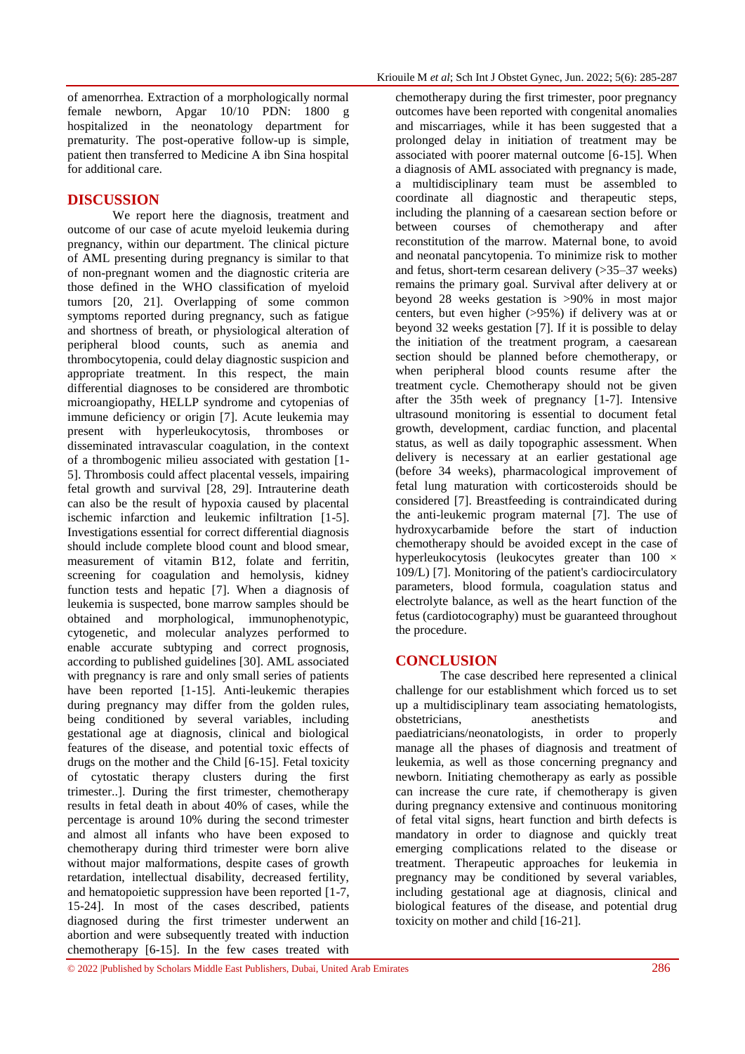of amenorrhea. Extraction of a morphologically normal female newborn, Apgar 10/10 PDN: 1800 g hospitalized in the neonatology department for prematurity. The post-operative follow-up is simple, patient then transferred to Medicine A ibn Sina hospital for additional care.

## DISCUSSION

We report here the diagnosis, treatment and outcome of our case of acute myeloid leukemia during pregnancy, within our department. The clinical picture of AML presenting during pregnancy is similar to that of non-pregnant women and the diagnostic criteria are those defined in the WHO classification of myeloid tumors [20, 21]. Overlapping of some common symptoms reported during pregnancy, such as fatigue and shortness of breath, or physiological alteration of peripheral blood counts, such as anemia and thrombocytopenia, could delay diagnostic suspicion and appropriate treatment. In this respect, the main differential diagnoses to be considered are thrombotic microangiopathy, HELLP syndrome and cytopenias of immune deficiency or origin [7]. Acute leukemia may present with hyperleukocytosis, thromboses or disseminated intravascular coagulation, in the context of a thrombogenic milieu associated with gestation [1-5]. Thrombosis could affect placental vessels, impairing fetal growth and survival [28, 29]. Intrauterine death can also be the result of hypoxia caused by placental ischemic infarction and leukemic infiltration [1-5]. Investigations essential for correct differential diagnosis should include complete blood count and blood smear, measurement of vitamin B12, folate and ferritin, screening for coagulation and hemolysis, kidney function tests and hepatic [7]. When a diagnosis of leukemia is suspected, bone marrow samples should be obtained and morphological, immunophenotypic, cytogenetic, and molecular analyzes performed to enable accurate subtyping and correct prognosis, according to published guidelines [30]. AML associated with pregnancy is rare and only small series of patients have been reported [1-15]. Anti-leukemic therapies during pregnancy may differ from the golden rules, being conditioned by several variables, including gestational age at diagnosis, clinical and biological features of the disease, and potential toxic effects of drugs on the mother and the Child [6-15]. Fetal toxicity of cytostatic therapy clusters during the first trimester..]. During the first trimester, chemotherapy results in fetal death in about 40% of cases, while the percentage is around 10% during the second trimester and almost all infants who have been exposed to chemotherapy during third trimester were born alive without major malformations, despite cases of growth retardation, intellectual disability, decreased fertility, and hematopoietic suppression have been reported [1-7, 15-24]. In most of the cases described, patients diagnosed during the first trimester underwent an abortion and were subsequently treated with induction chemotherapy [6-15]. In the few cases treated with chemotherapy during the first trimester, poor pregnancy outcomes have been reported with congenital anomalies and miscarriages, while it has been suggested that a prolonged delay in initiation of treatment may be associated with poorer maternal outcome [6-15]. When a diagnosis of AML associated with pregnancy is made, a multidisciplinary team must be assembled to coordinate all diagnostic and therapeutic steps, including the planning of a caesarean section before or between courses of chemotherapy and after reconstitution of the marrow. Maternal bone, to avoid and neonatal pancytopenia. To minimize risk to mother and fetus, short-term cesarean delivery (>35–37 weeks) remains the primary goal. Survival after delivery at or beyond 28 weeks gestation is >90% in most major centers, but even higher (>95%) if delivery was at or beyond 32 weeks gestation [7]. If it is possible to delay the initiation of the treatment program, a caesarean section should be planned before chemotherapy, or when peripheral blood counts resume after the treatment cycle. Chemotherapy should not be given after the 35th week of pregnancy [1-7]. Intensive ultrasound monitoring is essential to document fetal growth, development, cardiac function, and placental status, as well as daily topographic assessment. When delivery is necessary at an earlier gestational age (before 34 weeks), pharmacological improvement of fetal lung maturation with corticosteroids should be considered [7]. Breastfeeding is contraindicated during the anti-leukemic program maternal [7]. The use of hydroxycarbamide before the start of induction chemotherapy should be avoided except in the case of hyperleukocytosis (leukocytes greater than $100 \times 10^9$/L) [7]. Monitoring of the patient's cardiocirculatory parameters, blood formula, coagulation status and electrolyte balance, as well as the heart function of the fetus (cardiotocography) must be guaranteed throughout the procedure.

## CONCLUSION

The case described here represented a clinical challenge for our establishment which forced us to set up a multidisciplinary team associating hematologists, obstetricians, anesthetists and paediatricians/neonatologists, in order to properly manage all the phases of diagnosis and treatment of leukemia, as well as those concerning pregnancy and newborn. Initiating chemotherapy as early as possible can increase the cure rate, if chemotherapy is given during pregnancy extensive and continuous monitoring of fetal vital signs, heart function and birth defects is mandatory in order to diagnose and quickly treat emerging complications related to the disease or treatment. Therapeutic approaches for leukemia in pregnancy may be conditioned by several variables, including gestational age at diagnosis, clinical and biological features of the disease, and potential drug toxicity on mother and child [16-21].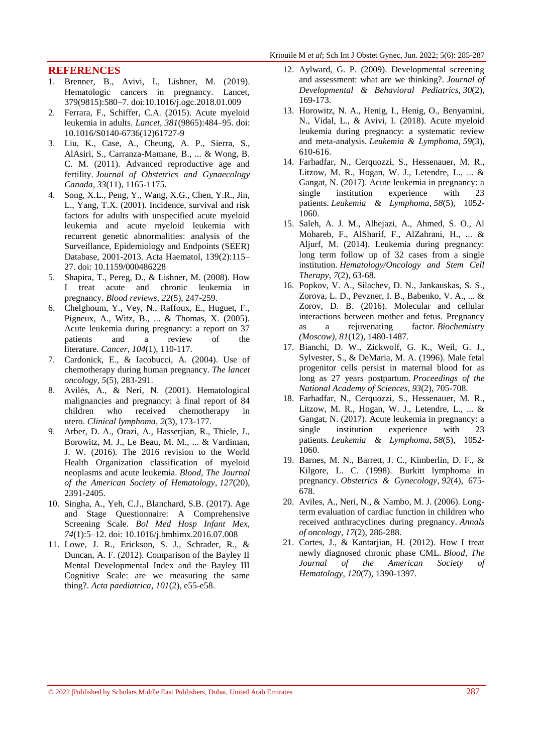## REFERENCES

1. Brenner, B., Avivi, I., Lishner, M. (2019). Hematologic cancers in pregnancy. Lancet, 379(9815):580–7. doi:10.1016/j.ogc.2018.01.009
2. Ferrara, F., Schiffer, C.A. (2015). Acute myeloid leukemia in adults. *Lancet*, *381*(9865):484–95. doi: 10.1016/S0140-6736(12)61727-9
3. Liu, K., Case, A., Cheung, A. P., Sierra, S., AlAsiri, S., Carranza-Mamane, B., ... & Wong, B. C. M. (2011). Advanced reproductive age and fertility. *Journal of Obstetrics and Gynaecology Canada*, *33*(11), 1165-1175.
4. Song, X.L., Peng, Y., Wang, X.G., Chen, Y.R., Jin, L., Yang, T.X. (2001). Incidence, survival and risk factors for adults with unspecified acute myeloid leukemia and acute myeloid leukemia with recurrent genetic abnormalities: analysis of the Surveillance, Epidemiology and Endpoints (SEER) Database, 2001-2013. Acta Haematol, 139(2):115–27. doi: 10.1159/000486228
5. Shapira, T., Pereg, D., & Lishner, M. (2008). How I treat acute and chronic leukemia in pregnancy. *Blood reviews*, *22*(5), 247-259.
6. Chelghoum, Y., Vey, N., Raffoux, E., Huguet, F., Pigneux, A., Witz, B., ... & Thomas, X. (2005). Acute leukemia during pregnancy: a report on 37 patients and a review of the literature. *Cancer*, *104*(1), 110-117.
7. Cardonick, E., & Iacobucci, A. (2004). Use of chemotherapy during human pregnancy. *The lancet oncology*, *5*(5), 283-291.
8. Avilés, A., & Neri, N. (2001). Hematological malignancies and pregnancy: à final report of 84 children who received chemotherapy in utero. *Clinical lymphoma*, *2*(3), 173-177.
9. Arber, D. A., Orazi, A., Hasserjian, R., Thiele, J., Borowitz, M. J., Le Beau, M. M., ... & Vardiman, J. W. (2016). The 2016 revision to the World Health Organization classification of myeloid neoplasms and acute leukemia. *Blood, The Journal of the American Society of Hematology*, *127*(20), 2391-2405.
10. Singha, A., Yeh, C.J., Blanchard, S.B. (2017). Age and Stage Questionnaire: A Comprehensive Screening Scale. *Bol Med Hosp Infant Mex*, *74*(1):5–12. doi: 10.1016/j.bmhimx.2016.07.008
11. Lowe, J. R., Erickson, S. J., Schrader, R., & Duncan, A. F. (2012). Comparison of the Bayley II Mental Developmental Index and the Bayley III Cognitive Scale: are we measuring the same thing?. *Acta paediatrica*, *101*(2), e55-e58.
12. Aylward, G. P. (2009). Developmental screening and assessment: what are we thinking?. *Journal of Developmental & Behavioral Pediatrics*, *30*(2), 169-173.
13. Horowitz, N. A., Henig, I., Henig, O., Benyamini, N., Vidal, L., & Avivi, I. (2018). Acute myeloid leukemia during pregnancy: a systematic review and meta-analysis. *Leukemia & Lymphoma*, *59*(3), 610-616.
14. Farhadfar, N., Cerquozzi, S., Hessenauer, M. R., Litzow, M. R., Hogan, W. J., Letendre, L., ... & Gangat, N. (2017). Acute leukemia in pregnancy: a single institution experience with 23 patients. *Leukemia & Lymphoma*, *58*(5), 1052-1060.
15. Saleh, A. J. M., Alhejazi, A., Ahmed, S. O., Al Mohareb, F., AlSharif, F., AlZahrani, H., ... & Aljurf, M. (2014). Leukemia during pregnancy: long term follow up of 32 cases from a single institution. *Hematology/Oncology and Stem Cell Therapy*, *7*(2), 63-68.
16. Popkov, V. A., Silachev, D. N., Jankauskas, S. S., Zorova, L. D., Pevzner, I. B., Babenko, V. A., ... & Zorov, D. B. (2016). Molecular and cellular interactions between mother and fetus. Pregnancy as a rejuvenating factor. *Biochemistry (Moscow)*, *81*(12), 1480-1487.
17. Bianchi, D. W., Zickwolf, G. K., Weil, G. J., Sylvester, S., & DeMaria, M. A. (1996). Male fetal progenitor cells persist in maternal blood for as long as 27 years postpartum. *Proceedings of the National Academy of Sciences*, *93*(2), 705-708.
18. Farhadfar, N., Cerquozzi, S., Hessenauer, M. R., Litzow, M. R., Hogan, W. J., Letendre, L., ... & Gangat, N. (2017). Acute leukemia in pregnancy: a single institution experience with 23 patients. *Leukemia & Lymphoma*, *58*(5), 1052-1060.
19. Barnes, M. N., Barrett, J. C., Kimberlin, D. F., & Kilgore, L. C. (1998). Burkitt lymphoma in pregnancy. *Obstetrics & Gynecology*, *92*(4), 675-678.
20. Aviles, A., Neri, N., & Nambo, M. J. (2006). Long-term evaluation of cardiac function in children who received anthracyclines during pregnancy. *Annals of oncology*, *17*(2), 286-288.
21. Cortes, J., & Kantarjian, H. (2012). How I treat newly diagnosed chronic phase CML. *Blood, The Journal of the American Society of Hematology*, *120*(7), 1390-1397.